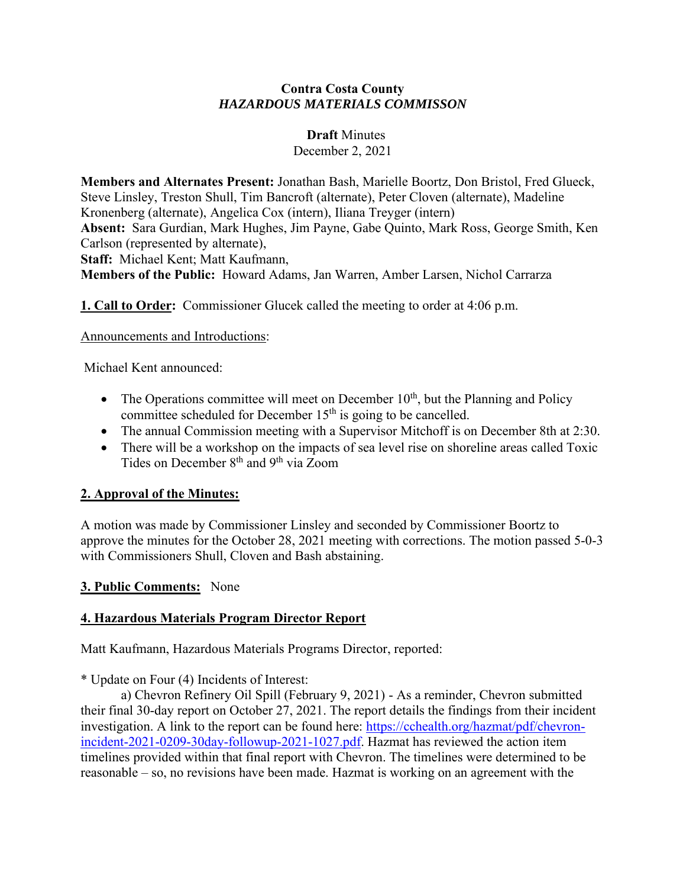**Contra Costa County**
***HAZARDOUS MATERIALS COMMISSON***

**Draft** Minutes
December 2, 2021

**Members and Alternates Present:** Jonathan Bash, Marielle Boortz, Don Bristol, Fred Glueck, Steve Linsley, Treston Shull, Tim Bancroft (alternate), Peter Cloven (alternate), Madeline Kronenberg (alternate), Angelica Cox (intern), Iliana Treyger (intern)
**Absent:** Sara Gurdian, Mark Hughes, Jim Payne, Gabe Quinto, Mark Ross, George Smith, Ken Carlson (represented by alternate),
**Staff:** Michael Kent; Matt Kaufmann,
**Members of the Public:** Howard Adams, Jan Warren, Amber Larsen, Nichol Carrarza

**1. Call to Order:** Commissioner Glucek called the meeting to order at 4:06 p.m.

Announcements and Introductions:

Michael Kent announced:

- The Operations committee will meet on December 10th, but the Planning and Policy committee scheduled for December 15th is going to be cancelled.
- The annual Commission meeting with a Supervisor Mitchoff is on December 8th at 2:30.
- There will be a workshop on the impacts of sea level rise on shoreline areas called Toxic Tides on December 8th and 9th via Zoom

**2. Approval of the Minutes:**

A motion was made by Commissioner Linsley and seconded by Commissioner Boortz to approve the minutes for the October 28, 2021 meeting with corrections. The motion passed 5-0-3 with Commissioners Shull, Cloven and Bash abstaining.

**3. Public Comments:** None

**4. Hazardous Materials Program Director Report**

Matt Kaufmann, Hazardous Materials Programs Director, reported:

* Update on Four (4) Incidents of Interest:

a) Chevron Refinery Oil Spill (February 9, 2021) - As a reminder, Chevron submitted their final 30-day report on October 27, 2021. The report details the findings from their incident investigation. A link to the report can be found here: https://cchealth.org/hazmat/pdf/chevron-incident-2021-0209-30day-followup-2021-1027.pdf. Hazmat has reviewed the action item timelines provided within that final report with Chevron. The timelines were determined to be reasonable – so, no revisions have been made. Hazmat is working on an agreement with the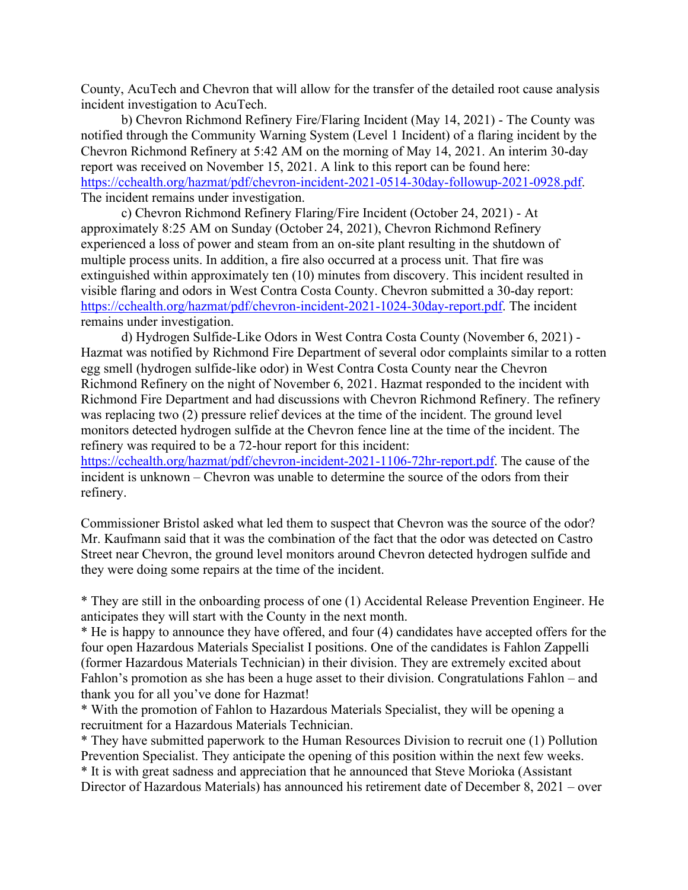County, AcuTech and Chevron that will allow for the transfer of the detailed root cause analysis incident investigation to AcuTech.

b) Chevron Richmond Refinery Fire/Flaring Incident (May 14, 2021) - The County was notified through the Community Warning System (Level 1 Incident) of a flaring incident by the Chevron Richmond Refinery at 5:42 AM on the morning of May 14, 2021. An interim 30-day report was received on November 15, 2021. A link to this report can be found here: [https://cchealth.org/hazmat/pdf/chevron-incident-2021-0514-30day-followup-2021-0928.pdf](https://cchealth.org/hazmat/pdf/chevron-incident-2021-0514-30day-followup-2021-0928.pdf). The incident remains under investigation.

c) Chevron Richmond Refinery Flaring/Fire Incident (October 24, 2021) - At approximately 8:25 AM on Sunday (October 24, 2021), Chevron Richmond Refinery experienced a loss of power and steam from an on-site plant resulting in the shutdown of multiple process units. In addition, a fire also occurred at a process unit. That fire was extinguished within approximately ten (10) minutes from discovery. This incident resulted in visible flaring and odors in West Contra Costa County. Chevron submitted a 30-day report: [https://cchealth.org/hazmat/pdf/chevron-incident-2021-1024-30day-report.pdf](https://cchealth.org/hazmat/pdf/chevron-incident-2021-1024-30day-report.pdf). The incident remains under investigation.

d) Hydrogen Sulfide-Like Odors in West Contra Costa County (November 6, 2021) - Hazmat was notified by Richmond Fire Department of several odor complaints similar to a rotten egg smell (hydrogen sulfide-like odor) in West Contra Costa County near the Chevron Richmond Refinery on the night of November 6, 2021. Hazmat responded to the incident with Richmond Fire Department and had discussions with Chevron Richmond Refinery. The refinery was replacing two (2) pressure relief devices at the time of the incident. The ground level monitors detected hydrogen sulfide at the Chevron fence line at the time of the incident. The refinery was required to be a 72-hour report for this incident: [https://cchealth.org/hazmat/pdf/chevron-incident-2021-1106-72hr-report.pdf](https://cchealth.org/hazmat/pdf/chevron-incident-2021-1106-72hr-report.pdf). The cause of the incident is unknown – Chevron was unable to determine the source of the odors from their refinery.

Commissioner Bristol asked what led them to suspect that Chevron was the source of the odor? Mr. Kaufmann said that it was the combination of the fact that the odor was detected on Castro Street near Chevron, the ground level monitors around Chevron detected hydrogen sulfide and they were doing some repairs at the time of the incident.

* They are still in the onboarding process of one (1) Accidental Release Prevention Engineer. He anticipates they will start with the County in the next month.
* He is happy to announce they have offered, and four (4) candidates have accepted offers for the four open Hazardous Materials Specialist I positions. One of the candidates is Fahlon Zappelli (former Hazardous Materials Technician) in their division. They are extremely excited about Fahlon's promotion as she has been a huge asset to their division. Congratulations Fahlon – and thank you for all you've done for Hazmat!
* With the promotion of Fahlon to Hazardous Materials Specialist, they will be opening a recruitment for a Hazardous Materials Technician.
* They have submitted paperwork to the Human Resources Division to recruit one (1) Pollution Prevention Specialist. They anticipate the opening of this position within the next few weeks.
* It is with great sadness and appreciation that he announced that Steve Morioka (Assistant Director of Hazardous Materials) has announced his retirement date of December 8, 2021 – over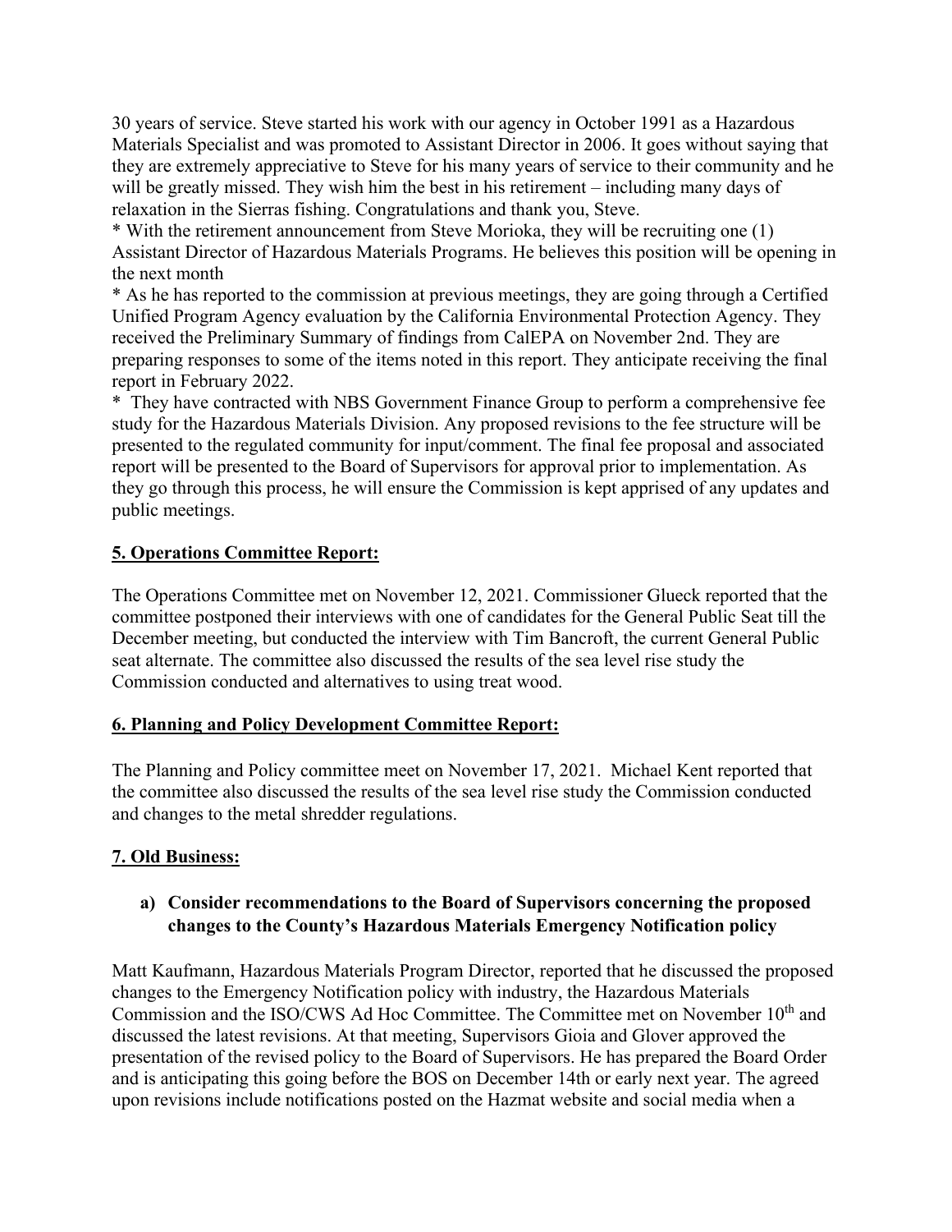30 years of service. Steve started his work with our agency in October 1991 as a Hazardous Materials Specialist and was promoted to Assistant Director in 2006. It goes without saying that they are extremely appreciative to Steve for his many years of service to their community and he will be greatly missed. They wish him the best in his retirement – including many days of relaxation in the Sierras fishing. Congratulations and thank you, Steve.

* With the retirement announcement from Steve Morioka, they will be recruiting one (1) Assistant Director of Hazardous Materials Programs. He believes this position will be opening in the next month

* As he has reported to the commission at previous meetings, they are going through a Certified Unified Program Agency evaluation by the California Environmental Protection Agency. They received the Preliminary Summary of findings from CalEPA on November 2nd. They are preparing responses to some of the items noted in this report. They anticipate receiving the final report in February 2022.

* They have contracted with NBS Government Finance Group to perform a comprehensive fee study for the Hazardous Materials Division. Any proposed revisions to the fee structure will be presented to the regulated community for input/comment. The final fee proposal and associated report will be presented to the Board of Supervisors for approval prior to implementation. As they go through this process, he will ensure the Commission is kept apprised of any updates and public meetings.

## 5. Operations Committee Report:

The Operations Committee met on November 12, 2021. Commissioner Glueck reported that the committee postponed their interviews with one of candidates for the General Public Seat till the December meeting, but conducted the interview with Tim Bancroft, the current General Public seat alternate. The committee also discussed the results of the sea level rise study the Commission conducted and alternatives to using treat wood.

## 6. Planning and Policy Development Committee Report:

The Planning and Policy committee meet on November 17, 2021. Michael Kent reported that the committee also discussed the results of the sea level rise study the Commission conducted and changes to the metal shredder regulations.

## 7. Old Business:

### a) Consider recommendations to the Board of Supervisors concerning the proposed changes to the County's Hazardous Materials Emergency Notification policy

Matt Kaufmann, Hazardous Materials Program Director, reported that he discussed the proposed changes to the Emergency Notification policy with industry, the Hazardous Materials Commission and the ISO/CWS Ad Hoc Committee. The Committee met on November 10th and discussed the latest revisions. At that meeting, Supervisors Gioia and Glover approved the presentation of the revised policy to the Board of Supervisors. He has prepared the Board Order and is anticipating this going before the BOS on December 14th or early next year. The agreed upon revisions include notifications posted on the Hazmat website and social media when a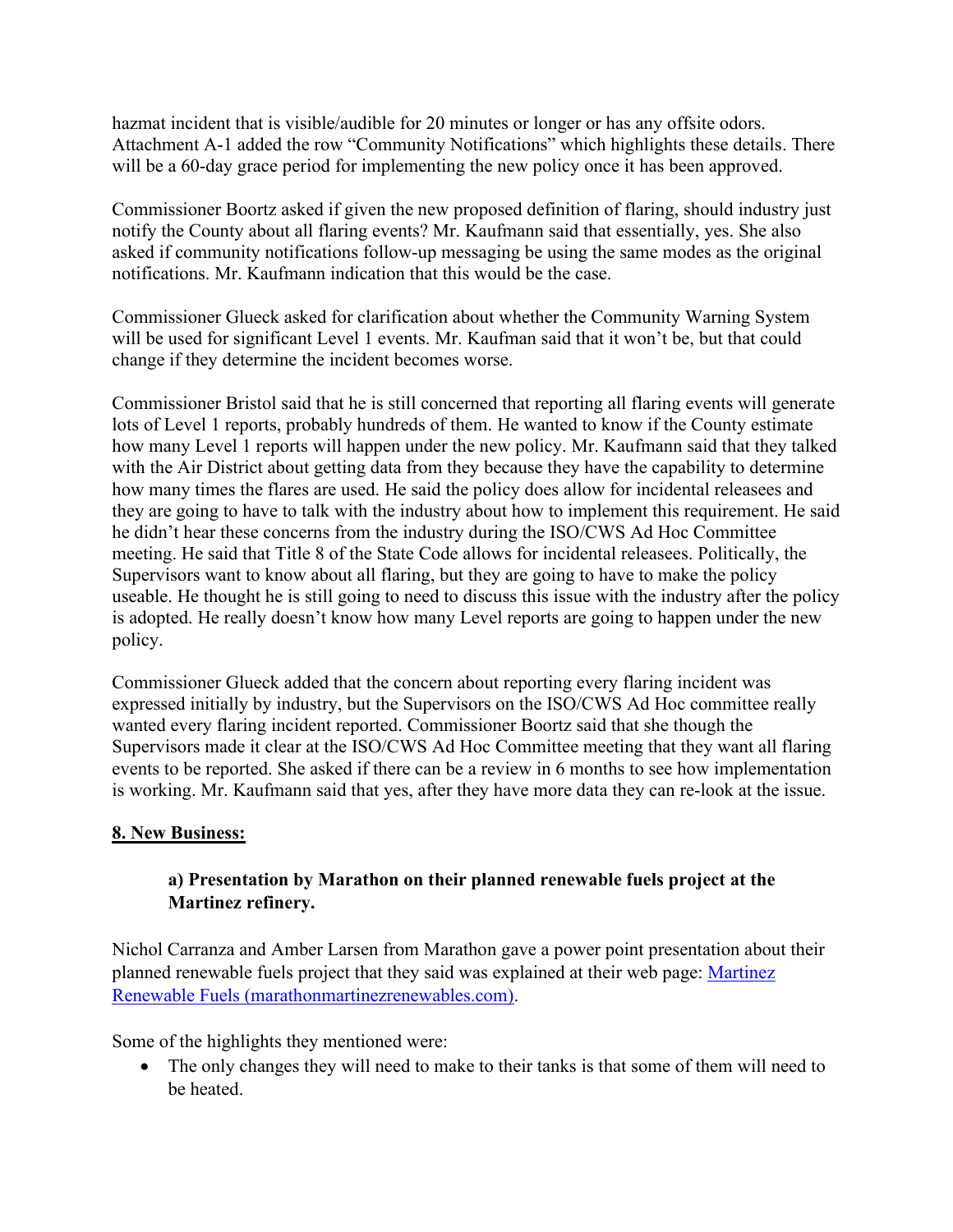hazmat incident that is visible/audible for 20 minutes or longer or has any offsite odors. Attachment A-1 added the row "Community Notifications" which highlights these details. There will be a 60-day grace period for implementing the new policy once it has been approved.

Commissioner Boortz asked if given the new proposed definition of flaring, should industry just notify the County about all flaring events? Mr. Kaufmann said that essentially, yes. She also asked if community notifications follow-up messaging be using the same modes as the original notifications. Mr. Kaufmann indication that this would be the case.

Commissioner Glueck asked for clarification about whether the Community Warning System will be used for significant Level 1 events. Mr. Kaufman said that it won't be, but that could change if they determine the incident becomes worse.

Commissioner Bristol said that he is still concerned that reporting all flaring events will generate lots of Level 1 reports, probably hundreds of them. He wanted to know if the County estimate how many Level 1 reports will happen under the new policy. Mr. Kaufmann said that they talked with the Air District about getting data from they because they have the capability to determine how many times the flares are used. He said the policy does allow for incidental releasees and they are going to have to talk with the industry about how to implement this requirement. He said he didn't hear these concerns from the industry during the ISO/CWS Ad Hoc Committee meeting. He said that Title 8 of the State Code allows for incidental releasees. Politically, the Supervisors want to know about all flaring, but they are going to have to make the policy useable. He thought he is still going to need to discuss this issue with the industry after the policy is adopted. He really doesn't know how many Level reports are going to happen under the new policy.

Commissioner Glueck added that the concern about reporting every flaring incident was expressed initially by industry, but the Supervisors on the ISO/CWS Ad Hoc committee really wanted every flaring incident reported. Commissioner Boortz said that she though the Supervisors made it clear at the ISO/CWS Ad Hoc Committee meeting that they want all flaring events to be reported. She asked if there can be a review in 6 months to see how implementation is working. Mr. Kaufmann said that yes, after they have more data they can re-look at the issue.

## 8. New Business:

### a) Presentation by Marathon on their planned renewable fuels project at the Martinez refinery.

Nichol Carranza and Amber Larsen from Marathon gave a power point presentation about their planned renewable fuels project that they said was explained at their web page: [Martinez Renewable Fuels (marathonmartinezrenewables.com)](marathonmartinezrenewables.com).

Some of the highlights they mentioned were:

- The only changes they will need to make to their tanks is that some of them will need to be heated.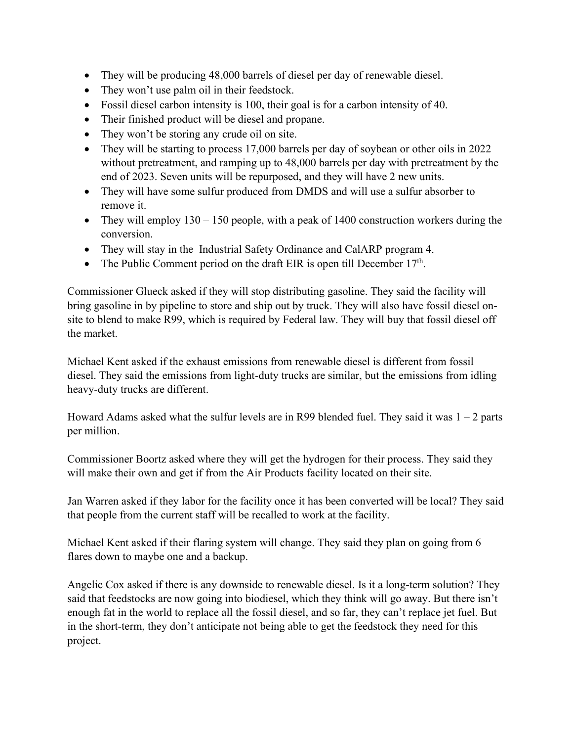- They will be producing 48,000 barrels of diesel per day of renewable diesel.
- They won't use palm oil in their feedstock.
- Fossil diesel carbon intensity is 100, their goal is for a carbon intensity of 40.
- Their finished product will be diesel and propane.
- They won't be storing any crude oil on site.
- They will be starting to process 17,000 barrels per day of soybean or other oils in 2022 without pretreatment, and ramping up to 48,000 barrels per day with pretreatment by the end of 2023. Seven units will be repurposed, and they will have 2 new units.
- They will have some sulfur produced from DMDS and will use a sulfur absorber to remove it.
- They will employ 130 – 150 people, with a peak of 1400 construction workers during the conversion.
- They will stay in the Industrial Safety Ordinance and CalARP program 4.
- The Public Comment period on the draft EIR is open till December 17th.

Commissioner Glueck asked if they will stop distributing gasoline. They said the facility will bring gasoline in by pipeline to store and ship out by truck. They will also have fossil diesel on-site to blend to make R99, which is required by Federal law. They will buy that fossil diesel off the market.

Michael Kent asked if the exhaust emissions from renewable diesel is different from fossil diesel. They said the emissions from light-duty trucks are similar, but the emissions from idling heavy-duty trucks are different.

Howard Adams asked what the sulfur levels are in R99 blended fuel. They said it was 1 – 2 parts per million.

Commissioner Boortz asked where they will get the hydrogen for their process. They said they will make their own and get if from the Air Products facility located on their site.

Jan Warren asked if they labor for the facility once it has been converted will be local? They said that people from the current staff will be recalled to work at the facility.

Michael Kent asked if their flaring system will change. They said they plan on going from 6 flares down to maybe one and a backup.

Angelic Cox asked if there is any downside to renewable diesel. Is it a long-term solution? They said that feedstocks are now going into biodiesel, which they think will go away. But there isn't enough fat in the world to replace all the fossil diesel, and so far, they can't replace jet fuel. But in the short-term, they don't anticipate not being able to get the feedstock they need for this project.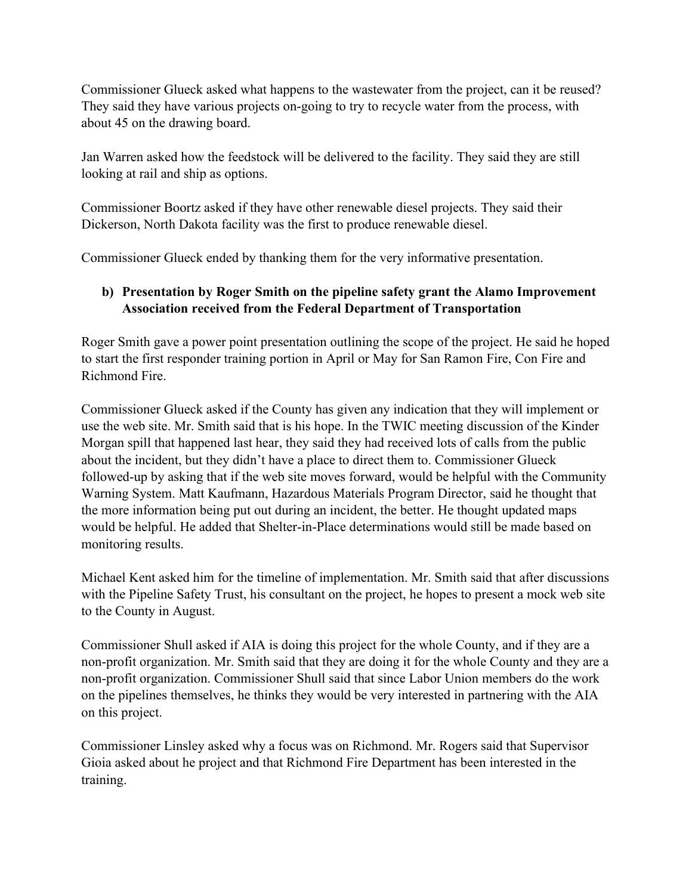Commissioner Glueck asked what happens to the wastewater from the project, can it be reused? They said they have various projects on-going to try to recycle water from the process, with about 45 on the drawing board.

Jan Warren asked how the feedstock will be delivered to the facility. They said they are still looking at rail and ship as options.

Commissioner Boortz asked if they have other renewable diesel projects. They said their Dickerson, North Dakota facility was the first to produce renewable diesel.

Commissioner Glueck ended by thanking them for the very informative presentation.

**b) Presentation by Roger Smith on the pipeline safety grant the Alamo Improvement Association received from the Federal Department of Transportation**

Roger Smith gave a power point presentation outlining the scope of the project. He said he hoped to start the first responder training portion in April or May for San Ramon Fire, Con Fire and Richmond Fire.

Commissioner Glueck asked if the County has given any indication that they will implement or use the web site. Mr. Smith said that is his hope. In the TWIC meeting discussion of the Kinder Morgan spill that happened last hear, they said they had received lots of calls from the public about the incident, but they didn't have a place to direct them to. Commissioner Glueck followed-up by asking that if the web site moves forward, would be helpful with the Community Warning System. Matt Kaufmann, Hazardous Materials Program Director, said he thought that the more information being put out during an incident, the better. He thought updated maps would be helpful. He added that Shelter-in-Place determinations would still be made based on monitoring results.

Michael Kent asked him for the timeline of implementation. Mr. Smith said that after discussions with the Pipeline Safety Trust, his consultant on the project, he hopes to present a mock web site to the County in August.

Commissioner Shull asked if AIA is doing this project for the whole County, and if they are a non-profit organization. Mr. Smith said that they are doing it for the whole County and they are a non-profit organization. Commissioner Shull said that since Labor Union members do the work on the pipelines themselves, he thinks they would be very interested in partnering with the AIA on this project.

Commissioner Linsley asked why a focus was on Richmond. Mr. Rogers said that Supervisor Gioia asked about he project and that Richmond Fire Department has been interested in the training.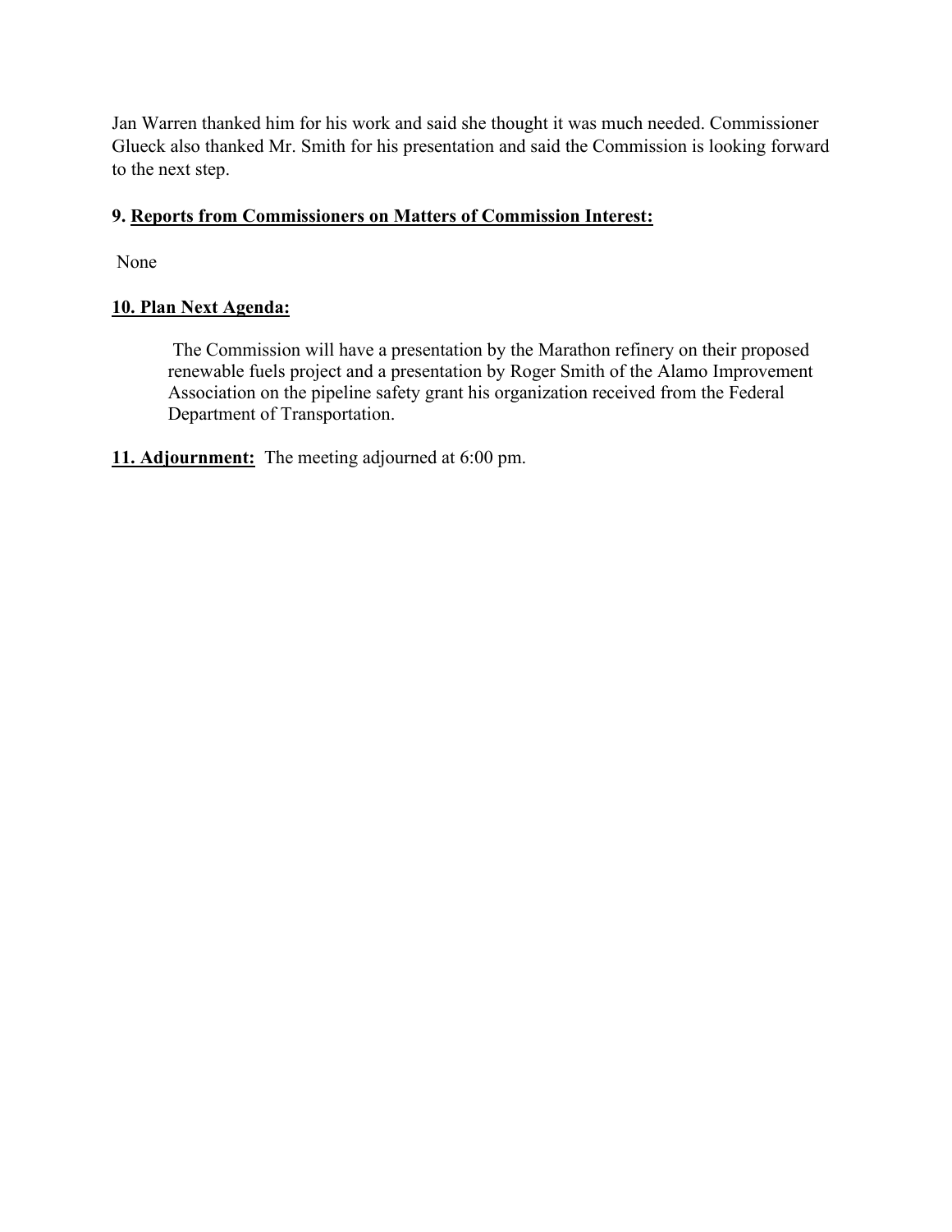Jan Warren thanked him for his work and said she thought it was much needed. Commissioner Glueck also thanked Mr. Smith for his presentation and said the Commission is looking forward to the next step.

**9. <u>Reports from Commissioners on Matters of Commission Interest:</u>**

None

**<u>10. Plan Next Agenda:</u>**

> The Commission will have a presentation by the Marathon refinery on their proposed renewable fuels project and a presentation by Roger Smith of the Alamo Improvement Association on the pipeline safety grant his organization received from the Federal Department of Transportation.

**<u>11. Adjournment:</u>** The meeting adjourned at 6:00 pm.